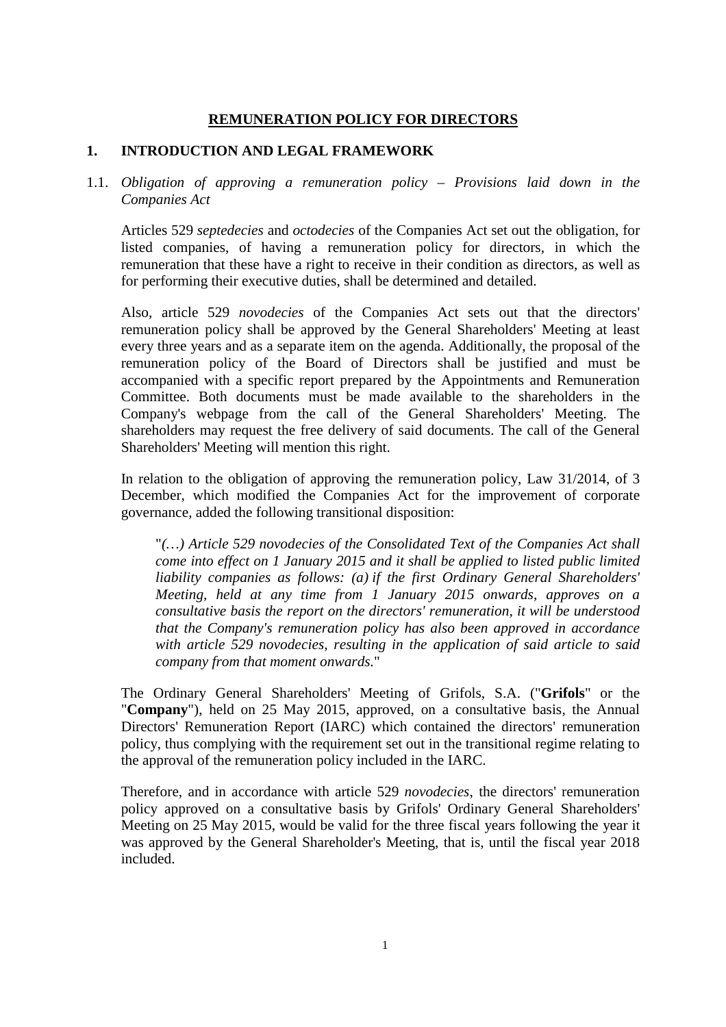# REMUNERATION POLICY FOR DIRECTORS

## 1. INTRODUCTION AND LEGAL FRAMEWORK

### 1.1. *Obligation of approving a remuneration policy – Provisions laid down in the Companies Act*

Articles 529 *septedecies* and *octodecies* of the Companies Act set out the obligation, for listed companies, of having a remuneration policy for directors, in which the remuneration that these have a right to receive in their condition as directors, as well as for performing their executive duties, shall be determined and detailed.

Also, article 529 *novodecies* of the Companies Act sets out that the directors' remuneration policy shall be approved by the General Shareholders' Meeting at least every three years and as a separate item on the agenda. Additionally, the proposal of the remuneration policy of the Board of Directors shall be justified and must be accompanied with a specific report prepared by the Appointments and Remuneration Committee. Both documents must be made available to the shareholders in the Company's webpage from the call of the General Shareholders' Meeting. The shareholders may request the free delivery of said documents. The call of the General Shareholders' Meeting will mention this right.

In relation to the obligation of approving the remuneration policy, Law 31/2014, of 3 December, which modified the Companies Act for the improvement of corporate governance, added the following transitional disposition:

> "*(…) Article 529 novodecies of the Consolidated Text of the Companies Act shall come into effect on 1 January 2015 and it shall be applied to listed public limited liability companies as follows: (a) if the first Ordinary General Shareholders' Meeting, held at any time from 1 January 2015 onwards, approves on a consultative basis the report on the directors' remuneration, it will be understood that the Company's remuneration policy has also been approved in accordance with article 529 novodecies, resulting in the application of said article to said company from that moment onwards.*"

The Ordinary General Shareholders' Meeting of Grifols, S.A. ("**Grifols**" or the "**Company**"), held on 25 May 2015, approved, on a consultative basis, the Annual Directors' Remuneration Report (IARC) which contained the directors' remuneration policy, thus complying with the requirement set out in the transitional regime relating to the approval of the remuneration policy included in the IARC.

Therefore, and in accordance with article 529 *novodecies*, the directors' remuneration policy approved on a consultative basis by Grifols' Ordinary General Shareholders' Meeting on 25 May 2015, would be valid for the three fiscal years following the year it was approved by the General Shareholder's Meeting, that is, until the fiscal year 2018 included.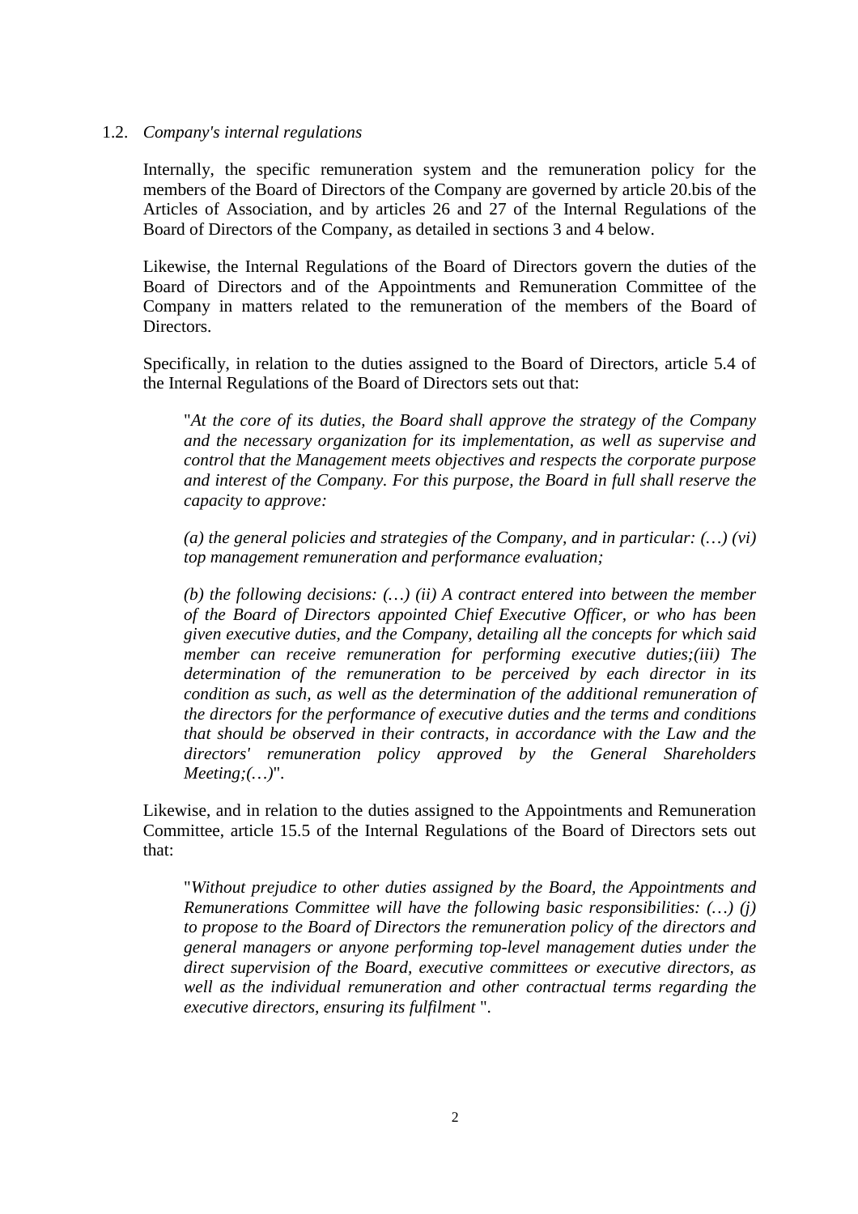### 1.2. *Company's internal regulations*

Internally, the specific remuneration system and the remuneration policy for the members of the Board of Directors of the Company are governed by article 20.bis of the Articles of Association, and by articles 26 and 27 of the Internal Regulations of the Board of Directors of the Company, as detailed in sections 3 and 4 below.

Likewise, the Internal Regulations of the Board of Directors govern the duties of the Board of Directors and of the Appointments and Remuneration Committee of the Company in matters related to the remuneration of the members of the Board of Directors.

Specifically, in relation to the duties assigned to the Board of Directors, article 5.4 of the Internal Regulations of the Board of Directors sets out that:

> "*At the core of its duties, the Board shall approve the strategy of the Company and the necessary organization for its implementation, as well as supervise and control that the Management meets objectives and respects the corporate purpose and interest of the Company. For this purpose, the Board in full shall reserve the capacity to approve:*
>
> *(a) the general policies and strategies of the Company, and in particular: (…) (vi) top management remuneration and performance evaluation;*
>
> *(b) the following decisions: (…) (ii) A contract entered into between the member of the Board of Directors appointed Chief Executive Officer, or who has been given executive duties, and the Company, detailing all the concepts for which said member can receive remuneration for performing executive duties;(iii) The determination of the remuneration to be perceived by each director in its condition as such, as well as the determination of the additional remuneration of the directors for the performance of executive duties and the terms and conditions that should be observed in their contracts, in accordance with the Law and the directors' remuneration policy approved by the General Shareholders Meeting;(…)*".

Likewise, and in relation to the duties assigned to the Appointments and Remuneration Committee, article 15.5 of the Internal Regulations of the Board of Directors sets out that:

> "*Without prejudice to other duties assigned by the Board, the Appointments and Remunerations Committee will have the following basic responsibilities: (…) (j) to propose to the Board of Directors the remuneration policy of the directors and general managers or anyone performing top-level management duties under the direct supervision of the Board, executive committees or executive directors, as well as the individual remuneration and other contractual terms regarding the executive directors, ensuring its fulfilment* ".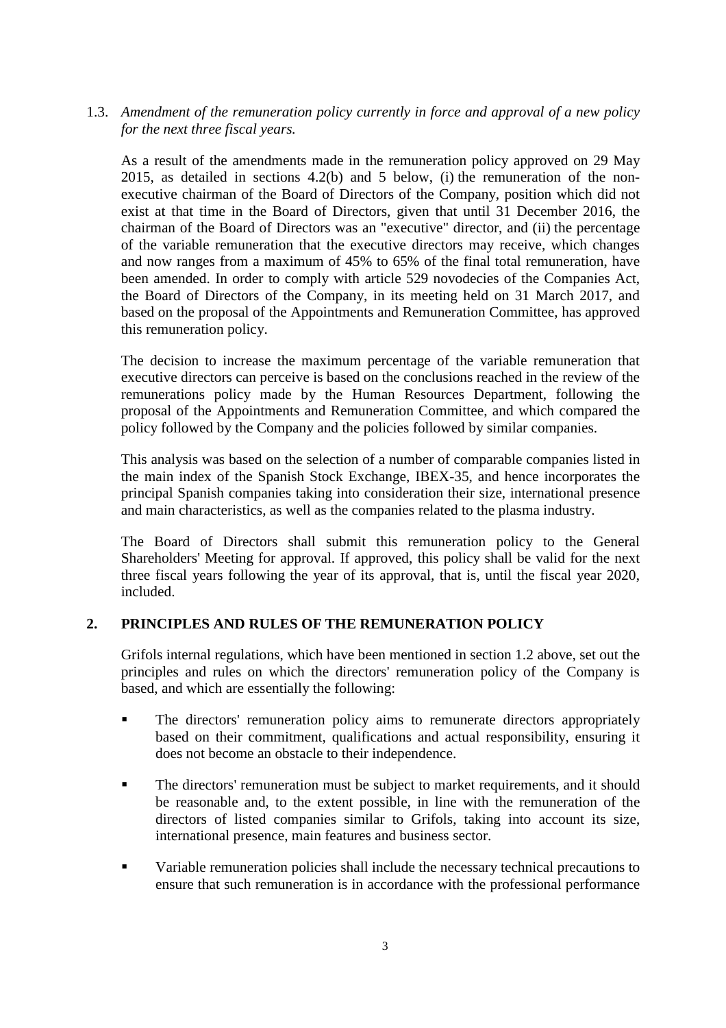1.3. *Amendment of the remuneration policy currently in force and approval of a new policy for the next three fiscal years.*

As a result of the amendments made in the remuneration policy approved on 29 May 2015, as detailed in sections 4.2(b) and 5 below, (i) the remuneration of the non-executive chairman of the Board of Directors of the Company, position which did not exist at that time in the Board of Directors, given that until 31 December 2016, the chairman of the Board of Directors was an "executive" director, and (ii) the percentage of the variable remuneration that the executive directors may receive, which changes and now ranges from a maximum of 45% to 65% of the final total remuneration, have been amended. In order to comply with article 529 novodecies of the Companies Act, the Board of Directors of the Company, in its meeting held on 31 March 2017, and based on the proposal of the Appointments and Remuneration Committee, has approved this remuneration policy.

The decision to increase the maximum percentage of the variable remuneration that executive directors can perceive is based on the conclusions reached in the review of the remunerations policy made by the Human Resources Department, following the proposal of the Appointments and Remuneration Committee, and which compared the policy followed by the Company and the policies followed by similar companies.

This analysis was based on the selection of a number of comparable companies listed in the main index of the Spanish Stock Exchange, IBEX-35, and hence incorporates the principal Spanish companies taking into consideration their size, international presence and main characteristics, as well as the companies related to the plasma industry.

The Board of Directors shall submit this remuneration policy to the General Shareholders' Meeting for approval. If approved, this policy shall be valid for the next three fiscal years following the year of its approval, that is, until the fiscal year 2020, included.

## 2. PRINCIPLES AND RULES OF THE REMUNERATION POLICY

Grifols internal regulations, which have been mentioned in section 1.2 above, set out the principles and rules on which the directors' remuneration policy of the Company is based, and which are essentially the following:

- The directors' remuneration policy aims to remunerate directors appropriately based on their commitment, qualifications and actual responsibility, ensuring it does not become an obstacle to their independence.
- The directors' remuneration must be subject to market requirements, and it should be reasonable and, to the extent possible, in line with the remuneration of the directors of listed companies similar to Grifols, taking into account its size, international presence, main features and business sector.
- Variable remuneration policies shall include the necessary technical precautions to ensure that such remuneration is in accordance with the professional performance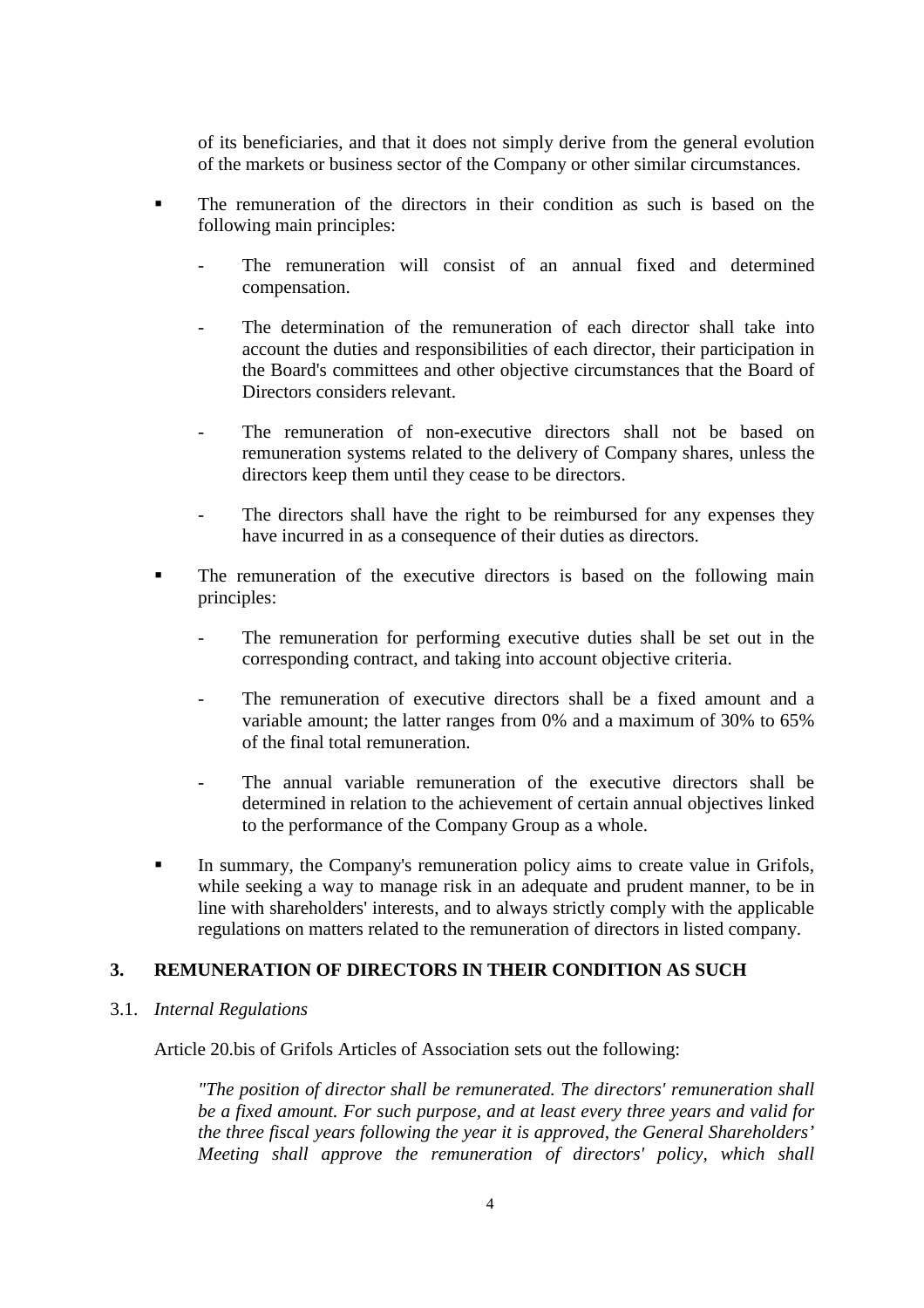of its beneficiaries, and that it does not simply derive from the general evolution of the markets or business sector of the Company or other similar circumstances.

- The remuneration of the directors in their condition as such is based on the following main principles:
  - The remuneration will consist of an annual fixed and determined compensation.
  - The determination of the remuneration of each director shall take into account the duties and responsibilities of each director, their participation in the Board's committees and other objective circumstances that the Board of Directors considers relevant.
  - The remuneration of non-executive directors shall not be based on remuneration systems related to the delivery of Company shares, unless the directors keep them until they cease to be directors.
  - The directors shall have the right to be reimbursed for any expenses they have incurred in as a consequence of their duties as directors.
- The remuneration of the executive directors is based on the following main principles:
  - The remuneration for performing executive duties shall be set out in the corresponding contract, and taking into account objective criteria.
  - The remuneration of executive directors shall be a fixed amount and a variable amount; the latter ranges from 0% and a maximum of 30% to 65% of the final total remuneration.
  - The annual variable remuneration of the executive directors shall be determined in relation to the achievement of certain annual objectives linked to the performance of the Company Group as a whole.
- In summary, the Company's remuneration policy aims to create value in Grifols, while seeking a way to manage risk in an adequate and prudent manner, to be in line with shareholders' interests, and to always strictly comply with the applicable regulations on matters related to the remuneration of directors in listed company.

## 3. REMUNERATION OF DIRECTORS IN THEIR CONDITION AS SUCH

3.1. *Internal Regulations*

Article 20.bis of Grifols Articles of Association sets out the following:

> *"The position of director shall be remunerated. The directors' remuneration shall be a fixed amount. For such purpose, and at least every three years and valid for the three fiscal years following the year it is approved, the General Shareholders' Meeting shall approve the remuneration of directors' policy, which shall*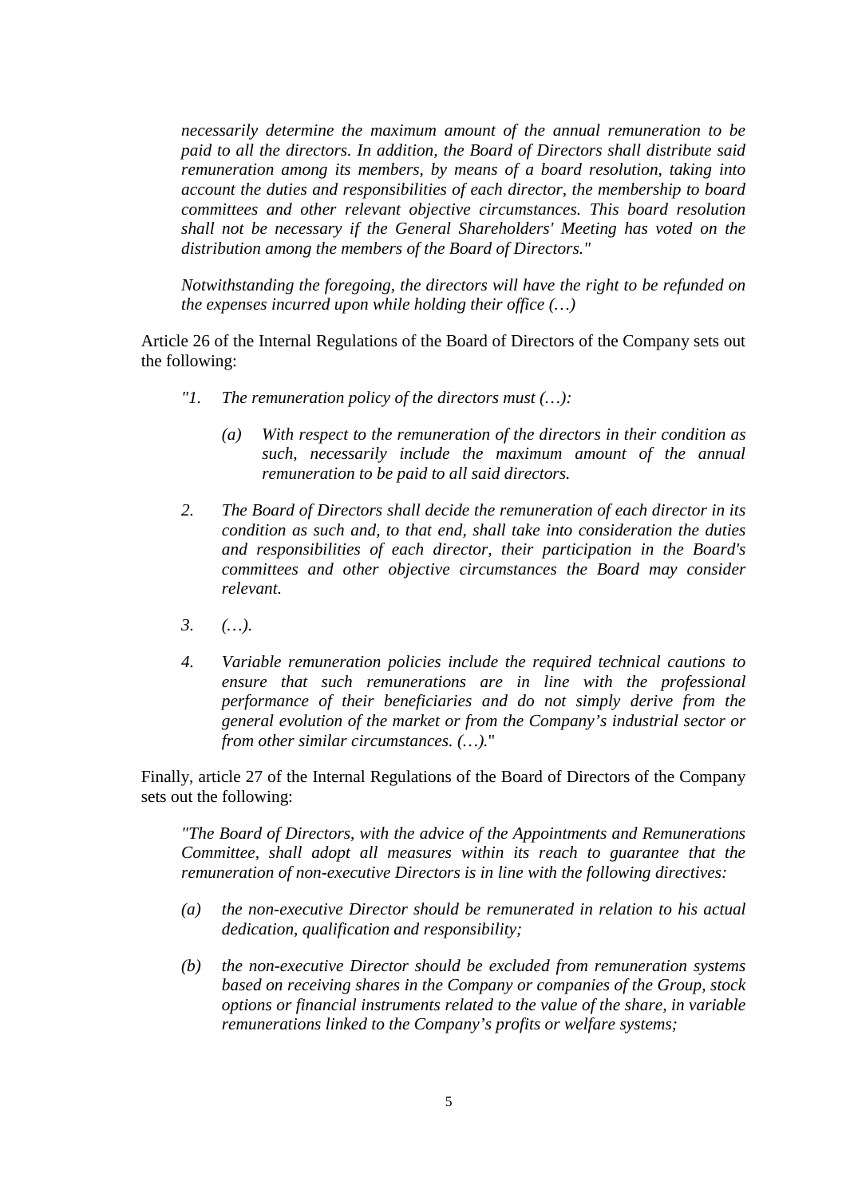*necessarily determine the maximum amount of the annual remuneration to be paid to all the directors. In addition, the Board of Directors shall distribute said remuneration among its members, by means of a board resolution, taking into account the duties and responsibilities of each director, the membership to board committees and other relevant objective circumstances. This board resolution shall not be necessary if the General Shareholders' Meeting has voted on the distribution among the members of the Board of Directors."*

*Notwithstanding the foregoing, the directors will have the right to be refunded on the expenses incurred upon while holding their office (…)*

Article 26 of the Internal Regulations of the Board of Directors of the Company sets out the following:

*"1. The remuneration policy of the directors must (…):*

*(a) With respect to the remuneration of the directors in their condition as such, necessarily include the maximum amount of the annual remuneration to be paid to all said directors.*

*2. The Board of Directors shall decide the remuneration of each director in its condition as such and, to that end, shall take into consideration the duties and responsibilities of each director, their participation in the Board's committees and other objective circumstances the Board may consider relevant.*

*3. (…).*

*4. Variable remuneration policies include the required technical cautions to ensure that such remunerations are in line with the professional performance of their beneficiaries and do not simply derive from the general evolution of the market or from the Company's industrial sector or from other similar circumstances. (…).*"

Finally, article 27 of the Internal Regulations of the Board of Directors of the Company sets out the following:

*"The Board of Directors, with the advice of the Appointments and Remunerations Committee, shall adopt all measures within its reach to guarantee that the remuneration of non-executive Directors is in line with the following directives:*

*(a) the non-executive Director should be remunerated in relation to his actual dedication, qualification and responsibility;*

*(b) the non-executive Director should be excluded from remuneration systems based on receiving shares in the Company or companies of the Group, stock options or financial instruments related to the value of the share, in variable remunerations linked to the Company's profits or welfare systems;*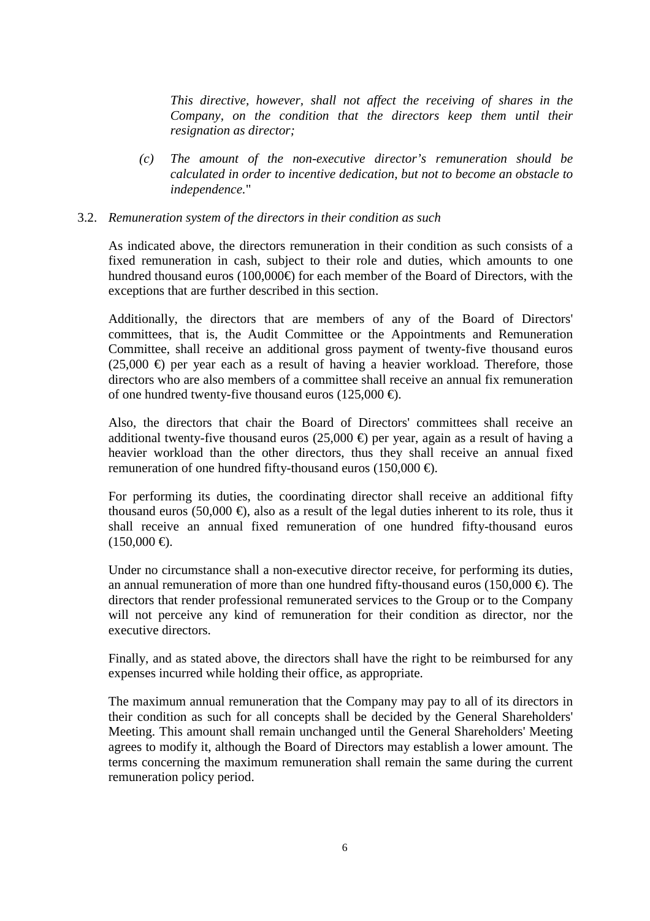*This directive, however, shall not affect the receiving of shares in the Company, on the condition that the directors keep them until their resignation as director;*

*(c) The amount of the non-executive director's remuneration should be calculated in order to incentive dedication, but not to become an obstacle to independence.*"

3.2. *Remuneration system of the directors in their condition as such*

As indicated above, the directors remuneration in their condition as such consists of a fixed remuneration in cash, subject to their role and duties, which amounts to one hundred thousand euros (100,000€) for each member of the Board of Directors, with the exceptions that are further described in this section.

Additionally, the directors that are members of any of the Board of Directors' committees, that is, the Audit Committee or the Appointments and Remuneration Committee, shall receive an additional gross payment of twenty-five thousand euros (25,000 €) per year each as a result of having a heavier workload. Therefore, those directors who are also members of a committee shall receive an annual fix remuneration of one hundred twenty-five thousand euros (125,000 €).

Also, the directors that chair the Board of Directors' committees shall receive an additional twenty-five thousand euros (25,000 €) per year, again as a result of having a heavier workload than the other directors, thus they shall receive an annual fixed remuneration of one hundred fifty-thousand euros (150,000 €).

For performing its duties, the coordinating director shall receive an additional fifty thousand euros (50,000 €), also as a result of the legal duties inherent to its role, thus it shall receive an annual fixed remuneration of one hundred fifty-thousand euros (150,000 €).

Under no circumstance shall a non-executive director receive, for performing its duties, an annual remuneration of more than one hundred fifty-thousand euros (150,000 €). The directors that render professional remunerated services to the Group or to the Company will not perceive any kind of remuneration for their condition as director, nor the executive directors.

Finally, and as stated above, the directors shall have the right to be reimbursed for any expenses incurred while holding their office, as appropriate.

The maximum annual remuneration that the Company may pay to all of its directors in their condition as such for all concepts shall be decided by the General Shareholders' Meeting. This amount shall remain unchanged until the General Shareholders' Meeting agrees to modify it, although the Board of Directors may establish a lower amount. The terms concerning the maximum remuneration shall remain the same during the current remuneration policy period.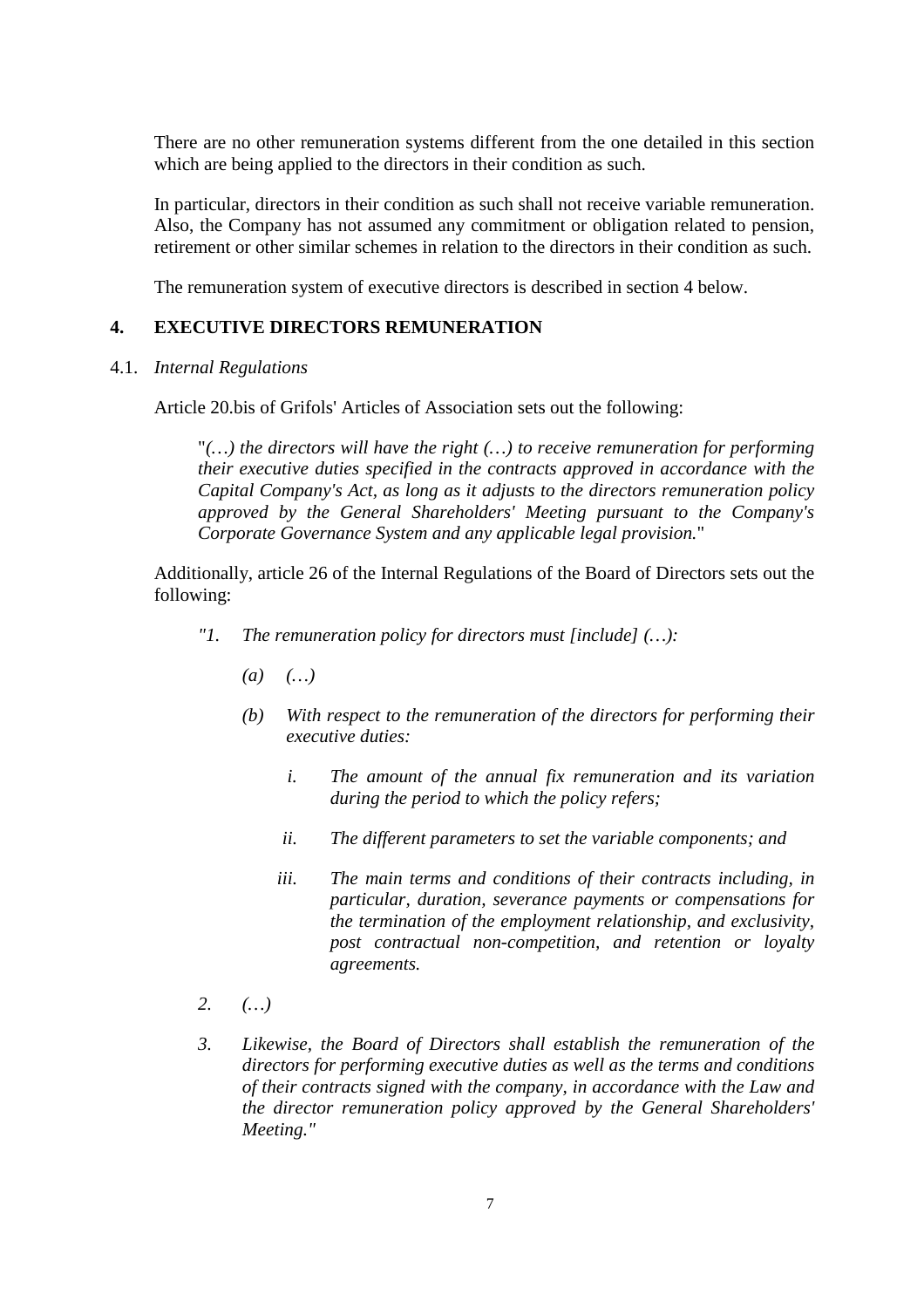There are no other remuneration systems different from the one detailed in this section which are being applied to the directors in their condition as such.

In particular, directors in their condition as such shall not receive variable remuneration. Also, the Company has not assumed any commitment or obligation related to pension, retirement or other similar schemes in relation to the directors in their condition as such.

The remuneration system of executive directors is described in section 4 below.

## 4. EXECUTIVE DIRECTORS REMUNERATION

### 4.1. *Internal Regulations*

Article 20.bis of Grifols' Articles of Association sets out the following:

> "*(…) the directors will have the right (…) to receive remuneration for performing their executive duties specified in the contracts approved in accordance with the Capital Company's Act, as long as it adjusts to the directors remuneration policy approved by the General Shareholders' Meeting pursuant to the Company's Corporate Governance System and any applicable legal provision.*"

Additionally, article 26 of the Internal Regulations of the Board of Directors sets out the following:

> *"1. The remuneration policy for directors must [include] (…):*
>
> *(a) (…)*
>
> *(b) With respect to the remuneration of the directors for performing their executive duties:*
>
> *i. The amount of the annual fix remuneration and its variation during the period to which the policy refers;*
>
> *ii. The different parameters to set the variable components; and*
>
> *iii. The main terms and conditions of their contracts including, in particular, duration, severance payments or compensations for the termination of the employment relationship, and exclusivity, post contractual non-competition, and retention or loyalty agreements.*
>
> *2. (…)*
>
> *3. Likewise, the Board of Directors shall establish the remuneration of the directors for performing executive duties as well as the terms and conditions of their contracts signed with the company, in accordance with the Law and the director remuneration policy approved by the General Shareholders' Meeting."*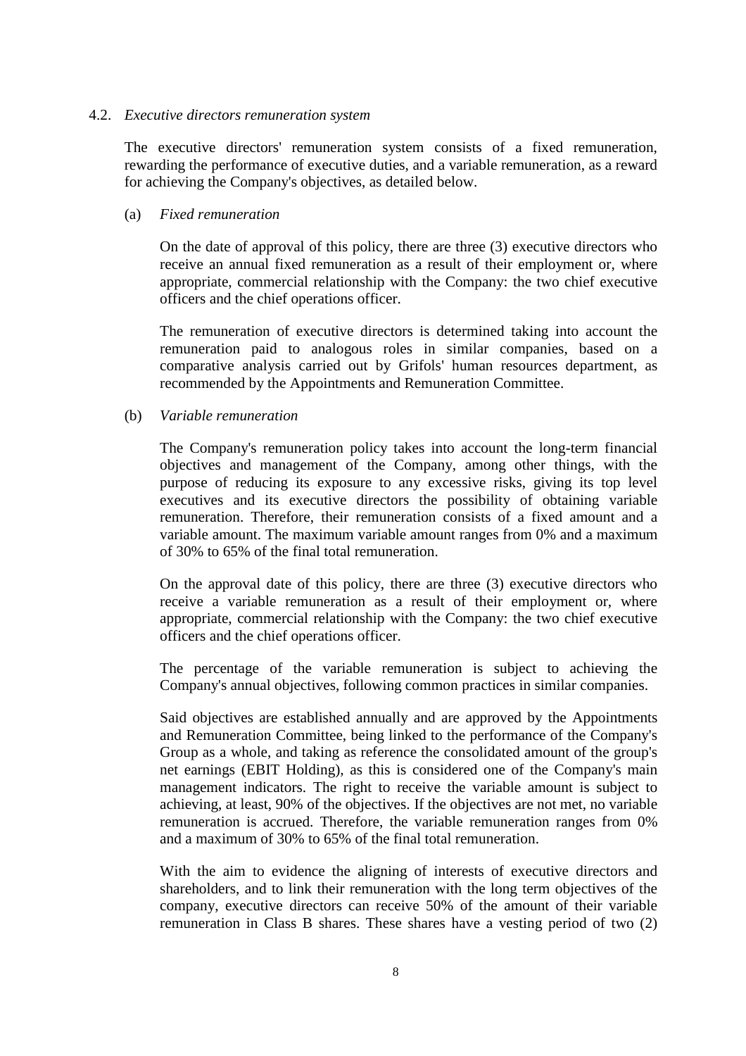4.2. *Executive directors remuneration system*

The executive directors' remuneration system consists of a fixed remuneration, rewarding the performance of executive duties, and a variable remuneration, as a reward for achieving the Company's objectives, as detailed below.

(a) *Fixed remuneration*

On the date of approval of this policy, there are three (3) executive directors who receive an annual fixed remuneration as a result of their employment or, where appropriate, commercial relationship with the Company: the two chief executive officers and the chief operations officer.

The remuneration of executive directors is determined taking into account the remuneration paid to analogous roles in similar companies, based on a comparative analysis carried out by Grifols' human resources department, as recommended by the Appointments and Remuneration Committee.

(b) *Variable remuneration*

The Company's remuneration policy takes into account the long-term financial objectives and management of the Company, among other things, with the purpose of reducing its exposure to any excessive risks, giving its top level executives and its executive directors the possibility of obtaining variable remuneration. Therefore, their remuneration consists of a fixed amount and a variable amount. The maximum variable amount ranges from 0% and a maximum of 30% to 65% of the final total remuneration.

On the approval date of this policy, there are three (3) executive directors who receive a variable remuneration as a result of their employment or, where appropriate, commercial relationship with the Company: the two chief executive officers and the chief operations officer.

The percentage of the variable remuneration is subject to achieving the Company's annual objectives, following common practices in similar companies.

Said objectives are established annually and are approved by the Appointments and Remuneration Committee, being linked to the performance of the Company's Group as a whole, and taking as reference the consolidated amount of the group's net earnings (EBIT Holding), as this is considered one of the Company's main management indicators. The right to receive the variable amount is subject to achieving, at least, 90% of the objectives. If the objectives are not met, no variable remuneration is accrued. Therefore, the variable remuneration ranges from 0% and a maximum of 30% to 65% of the final total remuneration.

With the aim to evidence the aligning of interests of executive directors and shareholders, and to link their remuneration with the long term objectives of the company, executive directors can receive 50% of the amount of their variable remuneration in Class B shares. These shares have a vesting period of two (2)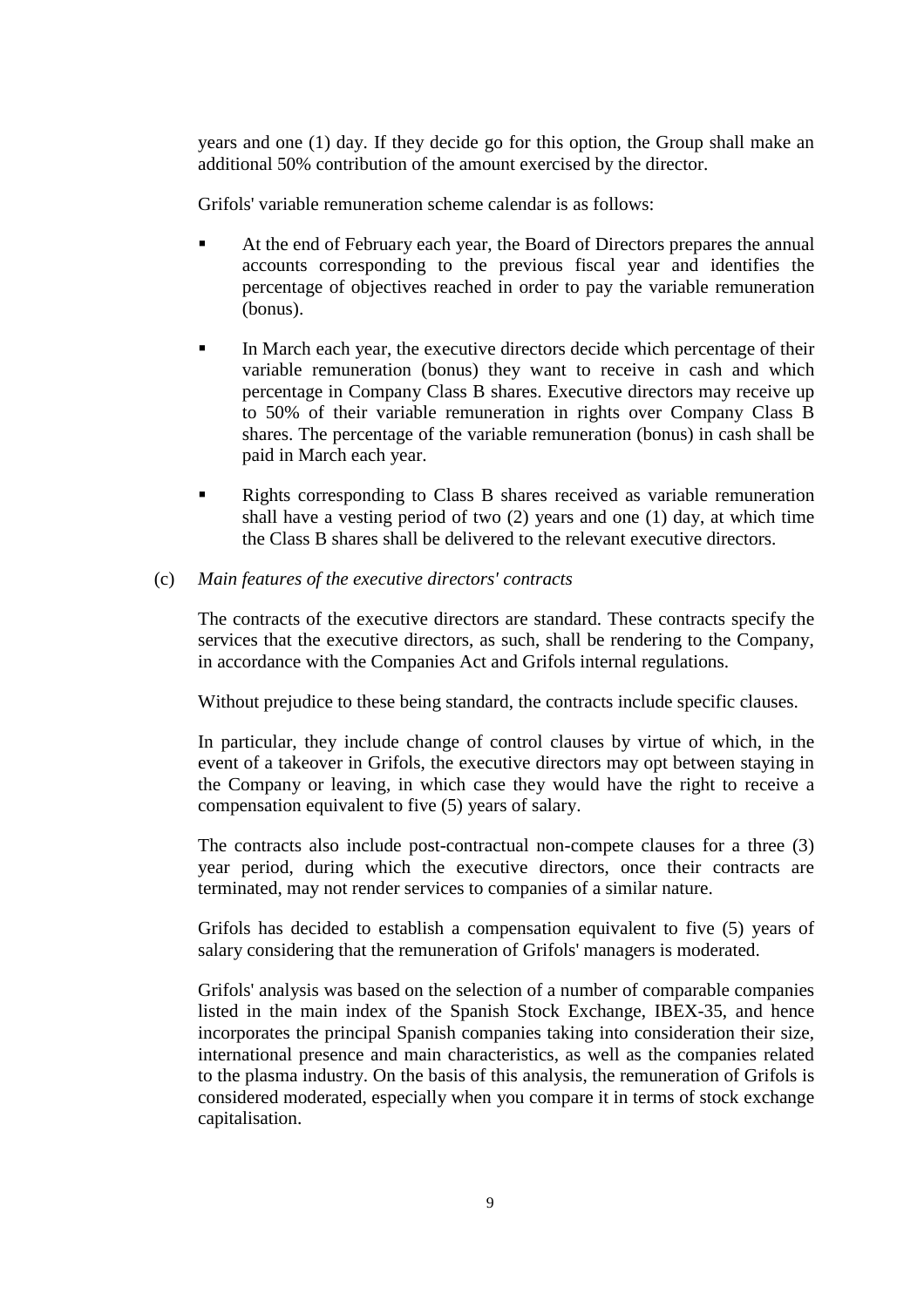years and one (1) day. If they decide go for this option, the Group shall make an additional 50% contribution of the amount exercised by the director.

Grifols' variable remuneration scheme calendar is as follows:

- At the end of February each year, the Board of Directors prepares the annual accounts corresponding to the previous fiscal year and identifies the percentage of objectives reached in order to pay the variable remuneration (bonus).

- In March each year, the executive directors decide which percentage of their variable remuneration (bonus) they want to receive in cash and which percentage in Company Class B shares. Executive directors may receive up to 50% of their variable remuneration in rights over Company Class B shares. The percentage of the variable remuneration (bonus) in cash shall be paid in March each year.

- Rights corresponding to Class B shares received as variable remuneration shall have a vesting period of two (2) years and one (1) day, at which time the Class B shares shall be delivered to the relevant executive directors.

(c) *Main features of the executive directors' contracts*

The contracts of the executive directors are standard. These contracts specify the services that the executive directors, as such, shall be rendering to the Company, in accordance with the Companies Act and Grifols internal regulations.

Without prejudice to these being standard, the contracts include specific clauses.

In particular, they include change of control clauses by virtue of which, in the event of a takeover in Grifols, the executive directors may opt between staying in the Company or leaving, in which case they would have the right to receive a compensation equivalent to five (5) years of salary.

The contracts also include post-contractual non-compete clauses for a three (3) year period, during which the executive directors, once their contracts are terminated, may not render services to companies of a similar nature.

Grifols has decided to establish a compensation equivalent to five (5) years of salary considering that the remuneration of Grifols' managers is moderated.

Grifols' analysis was based on the selection of a number of comparable companies listed in the main index of the Spanish Stock Exchange, IBEX-35, and hence incorporates the principal Spanish companies taking into consideration their size, international presence and main characteristics, as well as the companies related to the plasma industry. On the basis of this analysis, the remuneration of Grifols is considered moderated, especially when you compare it in terms of stock exchange capitalisation.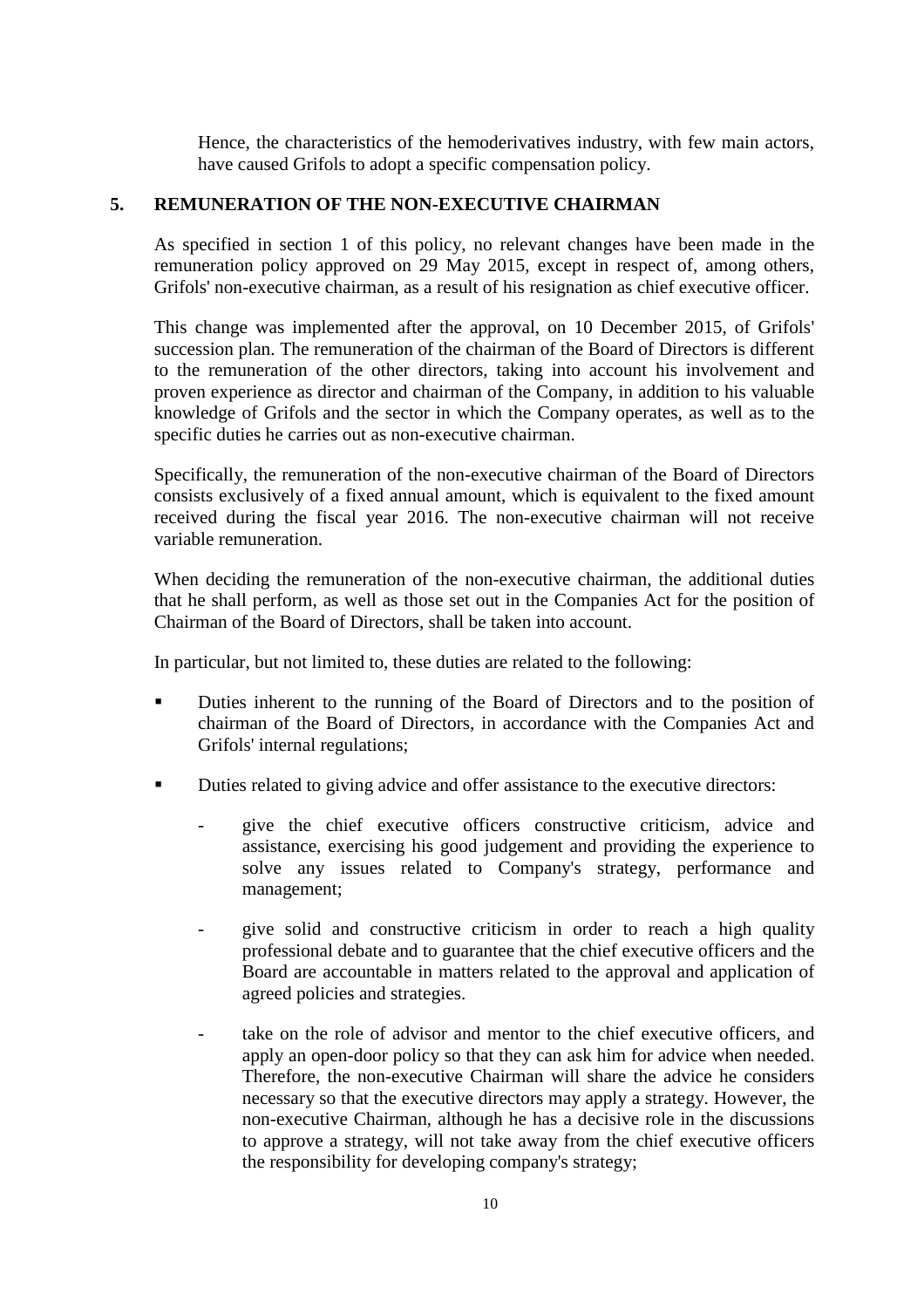Hence, the characteristics of the hemoderivatives industry, with few main actors, have caused Grifols to adopt a specific compensation policy.

## 5. REMUNERATION OF THE NON-EXECUTIVE CHAIRMAN

As specified in section 1 of this policy, no relevant changes have been made in the remuneration policy approved on 29 May 2015, except in respect of, among others, Grifols' non-executive chairman, as a result of his resignation as chief executive officer.

This change was implemented after the approval, on 10 December 2015, of Grifols' succession plan. The remuneration of the chairman of the Board of Directors is different to the remuneration of the other directors, taking into account his involvement and proven experience as director and chairman of the Company, in addition to his valuable knowledge of Grifols and the sector in which the Company operates, as well as to the specific duties he carries out as non-executive chairman.

Specifically, the remuneration of the non-executive chairman of the Board of Directors consists exclusively of a fixed annual amount, which is equivalent to the fixed amount received during the fiscal year 2016. The non-executive chairman will not receive variable remuneration.

When deciding the remuneration of the non-executive chairman, the additional duties that he shall perform, as well as those set out in the Companies Act for the position of Chairman of the Board of Directors, shall be taken into account.

In particular, but not limited to, these duties are related to the following:

- Duties inherent to the running of the Board of Directors and to the position of chairman of the Board of Directors, in accordance with the Companies Act and Grifols' internal regulations;
- Duties related to giving advice and offer assistance to the executive directors:
  - give the chief executive officers constructive criticism, advice and assistance, exercising his good judgement and providing the experience to solve any issues related to Company's strategy, performance and management;
  - give solid and constructive criticism in order to reach a high quality professional debate and to guarantee that the chief executive officers and the Board are accountable in matters related to the approval and application of agreed policies and strategies.
  - take on the role of advisor and mentor to the chief executive officers, and apply an open-door policy so that they can ask him for advice when needed. Therefore, the non-executive Chairman will share the advice he considers necessary so that the executive directors may apply a strategy. However, the non-executive Chairman, although he has a decisive role in the discussions to approve a strategy, will not take away from the chief executive officers the responsibility for developing company's strategy;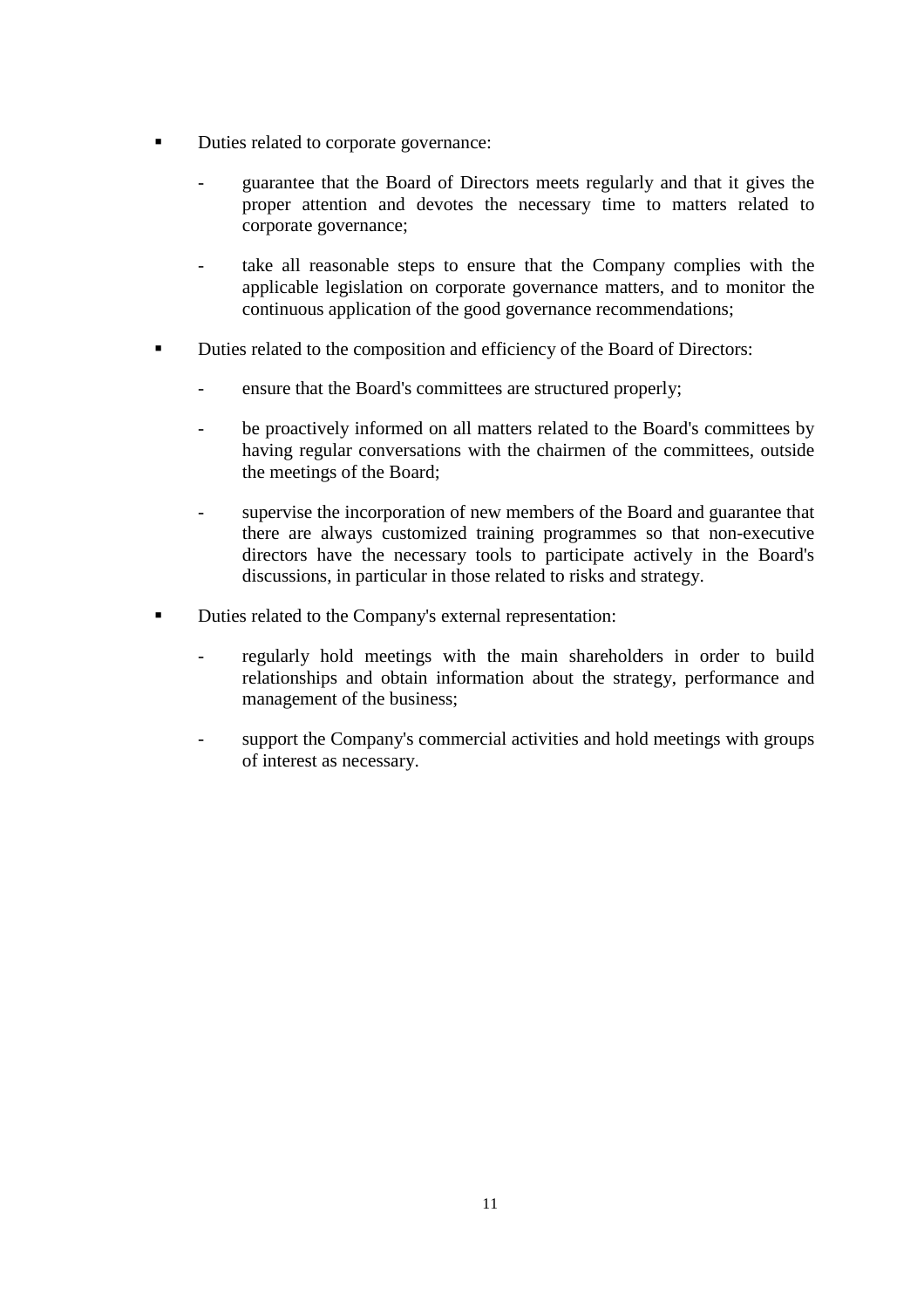- Duties related to corporate governance:

    - guarantee that the Board of Directors meets regularly and that it gives the proper attention and devotes the necessary time to matters related to corporate governance;

    - take all reasonable steps to ensure that the Company complies with the applicable legislation on corporate governance matters, and to monitor the continuous application of the good governance recommendations;

- Duties related to the composition and efficiency of the Board of Directors:

    - ensure that the Board's committees are structured properly;

    - be proactively informed on all matters related to the Board's committees by having regular conversations with the chairmen of the committees, outside the meetings of the Board;

    - supervise the incorporation of new members of the Board and guarantee that there are always customized training programmes so that non-executive directors have the necessary tools to participate actively in the Board's discussions, in particular in those related to risks and strategy.

- Duties related to the Company's external representation:

    - regularly hold meetings with the main shareholders in order to build relationships and obtain information about the strategy, performance and management of the business;

    - support the Company's commercial activities and hold meetings with groups of interest as necessary.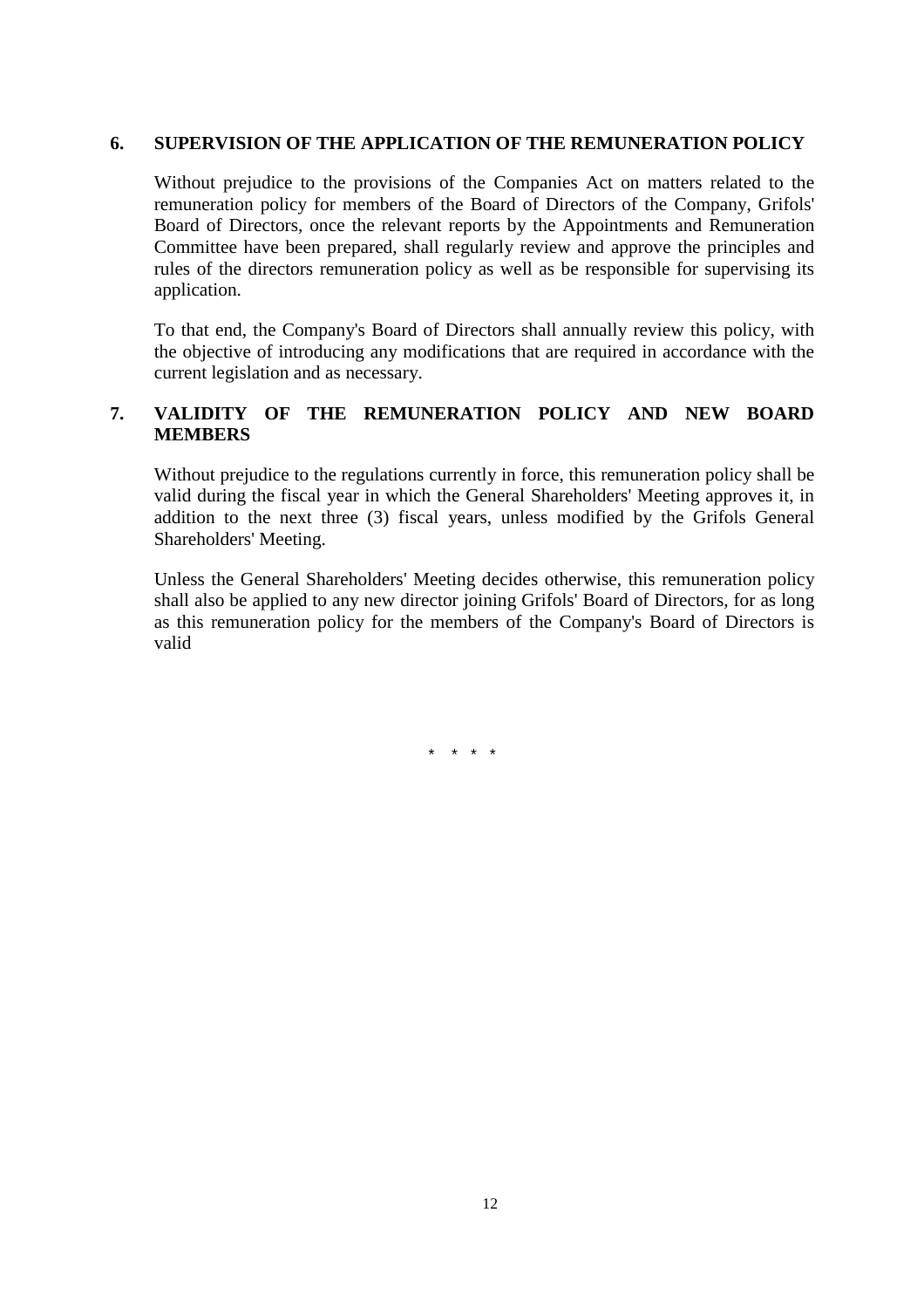## 6. SUPERVISION OF THE APPLICATION OF THE REMUNERATION POLICY

Without prejudice to the provisions of the Companies Act on matters related to the remuneration policy for members of the Board of Directors of the Company, Grifols' Board of Directors, once the relevant reports by the Appointments and Remuneration Committee have been prepared, shall regularly review and approve the principles and rules of the directors remuneration policy as well as be responsible for supervising its application.

To that end, the Company's Board of Directors shall annually review this policy, with the objective of introducing any modifications that are required in accordance with the current legislation and as necessary.

## 7. VALIDITY OF THE REMUNERATION POLICY AND NEW BOARD MEMBERS

Without prejudice to the regulations currently in force, this remuneration policy shall be valid during the fiscal year in which the General Shareholders' Meeting approves it, in addition to the next three (3) fiscal years, unless modified by the Grifols General Shareholders' Meeting.

Unless the General Shareholders' Meeting decides otherwise, this remuneration policy shall also be applied to any new director joining Grifols' Board of Directors, for as long as this remuneration policy for the members of the Company's Board of Directors is valid

\* \* \* \*